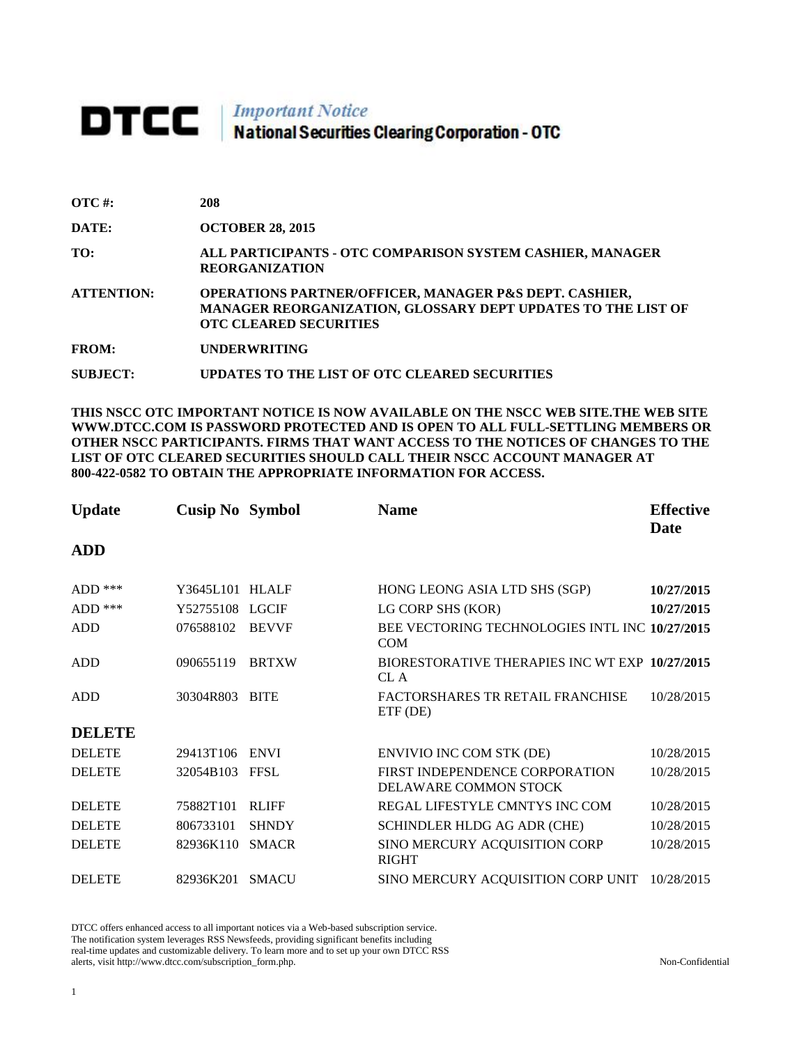# DTCC | *Important Notice* National Securities Clearing Corporation - OTC

**OTC #:** 208

**DATE:** OCTOBER 28, 2015

**TO:** ALL PARTICIPANTS - OTC COMPARISON SYSTEM CASHIER, MANAGER REORGANIZATION

**ATTENTION:** OPERATIONS PARTNER/OFFICER, MANAGER P&S DEPT. CASHIER, MANAGER REORGANIZATION, GLOSSARY DEPT UPDATES TO THE LIST OF OTC CLEARED SECURITIES

**FROM:** UNDERWRITING

**SUBJECT:** UPDATES TO THE LIST OF OTC CLEARED SECURITIES

**THIS NSCC OTC IMPORTANT NOTICE IS NOW AVAILABLE ON THE NSCC WEB SITE.THE WEB SITE WWW.DTCC.COM IS PASSWORD PROTECTED AND IS OPEN TO ALL FULL-SETTLING MEMBERS OR OTHER NSCC PARTICIPANTS. FIRMS THAT WANT ACCESS TO THE NOTICES OF CHANGES TO THE LIST OF OTC CLEARED SECURITIES SHOULD CALL THEIR NSCC ACCOUNT MANAGER AT 800-422-0582 TO OBTAIN THE APPROPRIATE INFORMATION FOR ACCESS.**

| Update | Cusip No | Symbol | Name | Effective Date |
|---|---|---|---|---|
| **ADD** | | | | |
| ADD *** | Y3645L101 | HLALF | HONG LEONG ASIA LTD SHS (SGP) | **10/27/2015** |
| ADD *** | Y52755108 | LGCIF | LG CORP SHS (KOR) | **10/27/2015** |
| ADD | 076588102 | BEVVF | BEE VECTORING TECHNOLOGIES INTL INC COM | **10/27/2015** |
| ADD | 090655119 | BRTXW | BIORESTORATIVE THERAPIES INC WT EXP CL A | **10/27/2015** |
| ADD | 30304R803 | BITE | FACTORSHARES TR RETAIL FRANCHISE ETF (DE) | 10/28/2015 |
| **DELETE** | | | | |
| DELETE | 29413T106 | ENVI | ENVIVIO INC COM STK (DE) | 10/28/2015 |
| DELETE | 32054B103 | FFSL | FIRST INDEPENDENCE CORPORATION DELAWARE COMMON STOCK | 10/28/2015 |
| DELETE | 75882T101 | RLIFF | REGAL LIFESTYLE CMNTYS INC COM | 10/28/2015 |
| DELETE | 806733101 | SHNDY | SCHINDLER HLDG AG ADR (CHE) | 10/28/2015 |
| DELETE | 82936K110 | SMACR | SINO MERCURY ACQUISITION CORP RIGHT | 10/28/2015 |
| DELETE | 82936K201 | SMACU | SINO MERCURY ACQUISITION CORP UNIT | 10/28/2015 |

DTCC offers enhanced access to all important notices via a Web-based subscription service. The notification system leverages RSS Newsfeeds, providing significant benefits including real-time updates and customizable delivery. To learn more and to set up your own DTCC RSS alerts, visit http://www.dtcc.com/subscription_form.php.

Non-Confidential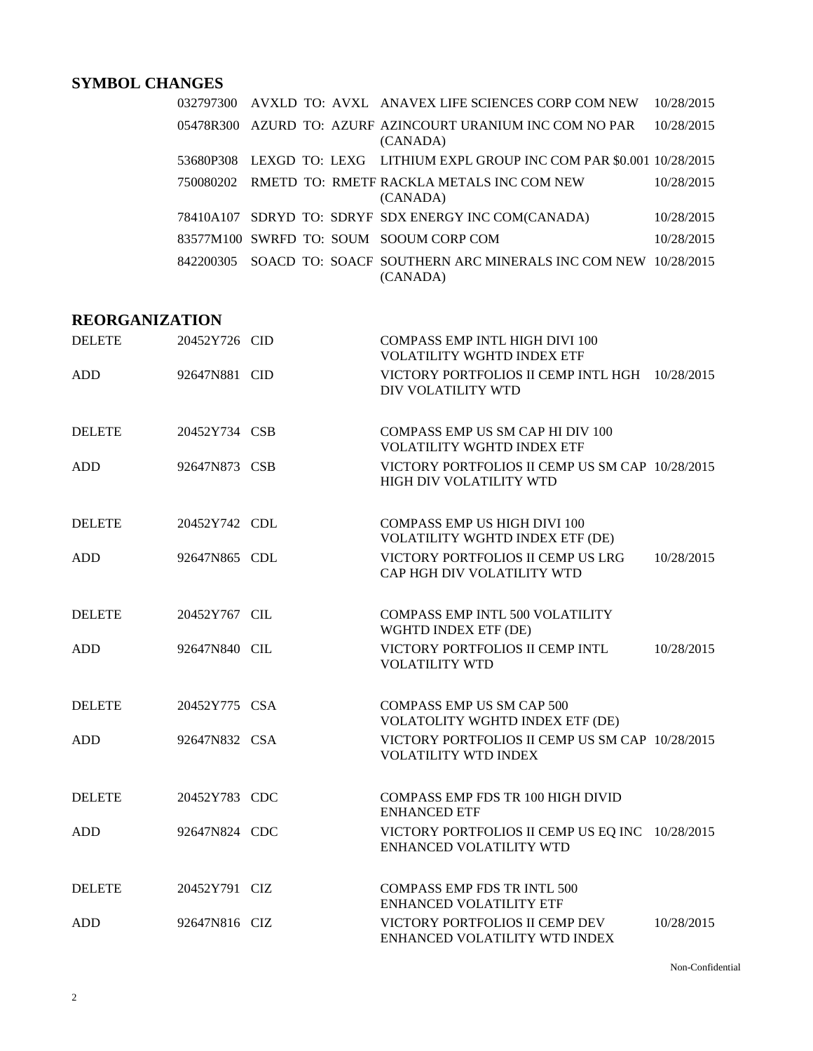## SYMBOL CHANGES

| CUSIP | Old | | New | Description | Date |
|---|---|---|---|---|---|
| 032797300 | AVXLD | TO: | AVXL | ANAVEX LIFE SCIENCES CORP COM NEW | 10/28/2015 |
| 05478R300 | AZURD | TO: | AZURF | AZINCOURT URANIUM INC COM NO PAR (CANADA) | 10/28/2015 |
| 53680P308 | LEXGD | TO: | LEXG | LITHIUM EXPL GROUP INC COM PAR $0.001 | 10/28/2015 |
| 750080202 | RMETD | TO: | RMETF | RACKLA METALS INC COM NEW (CANADA) | 10/28/2015 |
| 78410A107 | SDRYD | TO: | SDRYF | SDX ENERGY INC COM(CANADA) | 10/28/2015 |
| 83577M100 | SWRFD | TO: | SOUM | SOOUM CORP COM | 10/28/2015 |
| 842200305 | SOACD | TO: | SOACF | SOUTHERN ARC MINERALS INC COM NEW (CANADA) | 10/28/2015 |

## REORGANIZATION

| Action | CUSIP | Symbol | Description | Date |
|---|---|---|---|---|
| DELETE | 20452Y726 | CID | COMPASS EMP INTL HIGH DIVI 100 VOLATILITY WGHTD INDEX ETF | |
| ADD | 92647N881 | CID | VICTORY PORTFOLIOS II CEMP INTL HGH DIV VOLATILITY WTD | 10/28/2015 |
| DELETE | 20452Y734 | CSB | COMPASS EMP US SM CAP HI DIV 100 VOLATILITY WGHTD INDEX ETF | |
| ADD | 92647N873 | CSB | VICTORY PORTFOLIOS II CEMP US SM CAP HIGH DIV VOLATILITY WTD | 10/28/2015 |
| DELETE | 20452Y742 | CDL | COMPASS EMP US HIGH DIVI 100 VOLATILITY WGHTD INDEX ETF (DE) | |
| ADD | 92647N865 | CDL | VICTORY PORTFOLIOS II CEMP US LRG CAP HGH DIV VOLATILITY WTD | 10/28/2015 |
| DELETE | 20452Y767 | CIL | COMPASS EMP INTL 500 VOLATILITY WGHTD INDEX ETF (DE) | |
| ADD | 92647N840 | CIL | VICTORY PORTFOLIOS II CEMP INTL VOLATILITY WTD | 10/28/2015 |
| DELETE | 20452Y775 | CSA | COMPASS EMP US SM CAP 500 VOLATOLITY WGHTD INDEX ETF (DE) | |
| ADD | 92647N832 | CSA | VICTORY PORTFOLIOS II CEMP US SM CAP VOLATILITY WTD INDEX | 10/28/2015 |
| DELETE | 20452Y783 | CDC | COMPASS EMP FDS TR 100 HIGH DIVID ENHANCED ETF | |
| ADD | 92647N824 | CDC | VICTORY PORTFOLIOS II CEMP US EQ INC ENHANCED VOLATILITY WTD | 10/28/2015 |
| DELETE | 20452Y791 | CIZ | COMPASS EMP FDS TR INTL 500 ENHANCED VOLATILITY ETF | |
| ADD | 92647N816 | CIZ | VICTORY PORTFOLIOS II CEMP DEV ENHANCED VOLATILITY WTD INDEX | 10/28/2015 |

Non-Confidential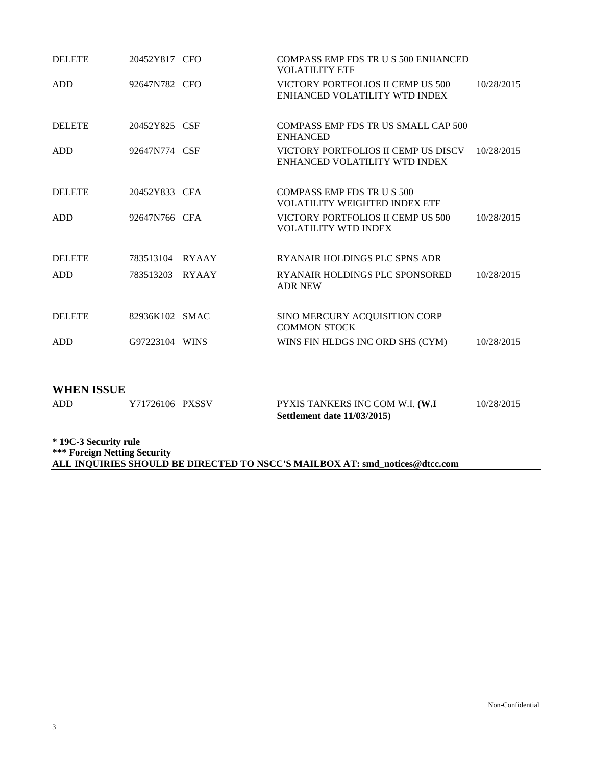| | | | | |
|---|---|---|---|---|
| DELETE | 20452Y817 | CFO | COMPASS EMP FDS TR U S 500 ENHANCED VOLATILITY ETF | |
| ADD | 92647N782 | CFO | VICTORY PORTFOLIOS II CEMP US 500 ENHANCED VOLATILITY WTD INDEX | 10/28/2015 |
| DELETE | 20452Y825 | CSF | COMPASS EMP FDS TR US SMALL CAP 500 ENHANCED | |
| ADD | 92647N774 | CSF | VICTORY PORTFOLIOS II CEMP US DISCV ENHANCED VOLATILITY WTD INDEX | 10/28/2015 |
| DELETE | 20452Y833 | CFA | COMPASS EMP FDS TR U S 500 VOLATILITY WEIGHTED INDEX ETF | |
| ADD | 92647N766 | CFA | VICTORY PORTFOLIOS II CEMP US 500 VOLATILITY WTD INDEX | 10/28/2015 |
| DELETE | 783513104 | RYAAY | RYANAIR HOLDINGS PLC SPNS ADR | |
| ADD | 783513203 | RYAAY | RYANAIR HOLDINGS PLC SPONSORED ADR NEW | 10/28/2015 |
| DELETE | 82936K102 | SMAC | SINO MERCURY ACQUISITION CORP COMMON STOCK | |
| ADD | G97223104 | WINS | WINS FIN HLDGS INC ORD SHS (CYM) | 10/28/2015 |

## WHEN ISSUE

| | | | | |
|---|---|---|---|---|
| ADD | Y71726106 | PXSSV | PYXIS TANKERS INC COM W.I. **(W.I Settlement date 11/03/2015)** | 10/28/2015 |

**\* 19C-3 Security rule**

**\*\*\* Foreign Netting Security**

**ALL INQUIRIES SHOULD BE DIRECTED TO NSCC'S MAILBOX AT: smd_notices@dtcc.com**

Non-Confidential